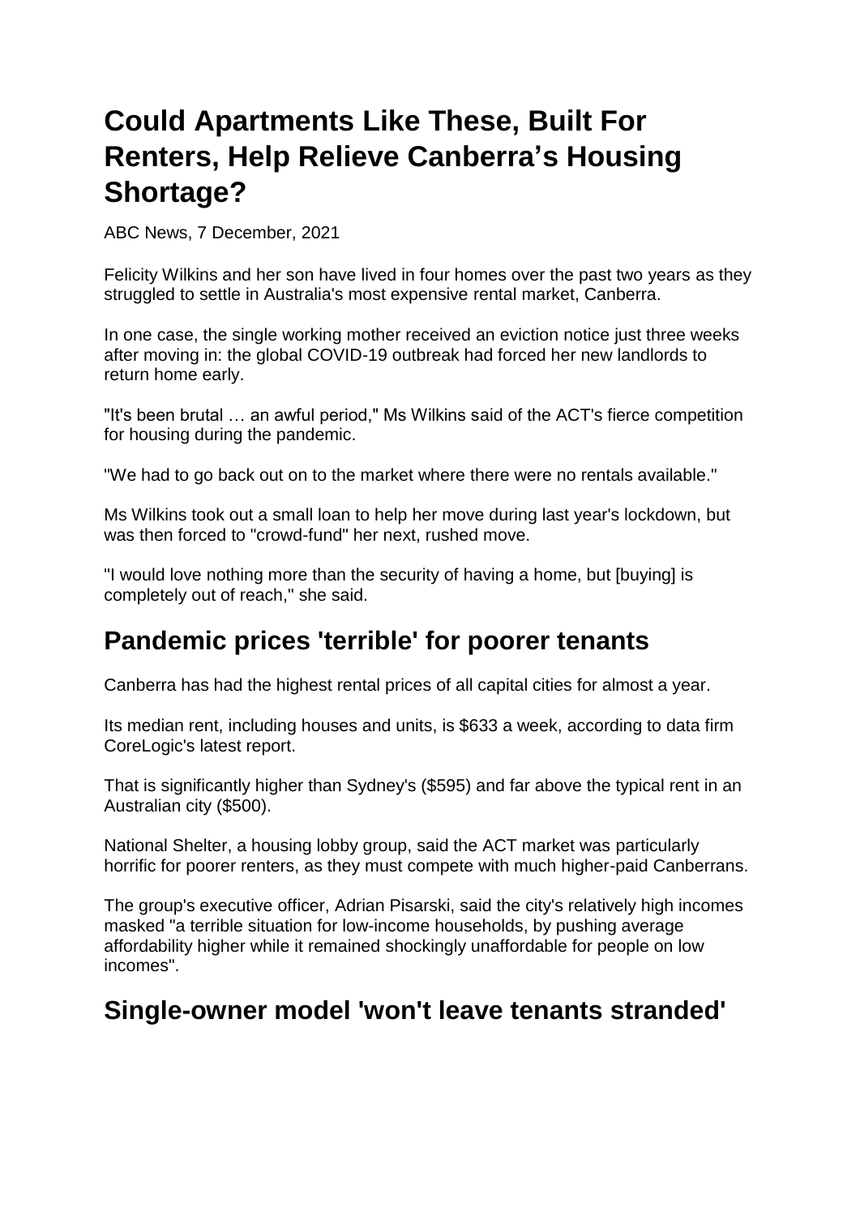# Could Apartments Like These, Built For Renters, Help Relieve Canberra's Housing Shortage?

ABC News, 7 December, 2021

Felicity Wilkins and her son have lived in four homes over the past two years as they struggled to settle in Australia's most expensive rental market, Canberra.

In one case, the single working mother received an eviction notice just three weeks after moving in: the global COVID-19 outbreak had forced her new landlords to return home early.

"It's been brutal … an awful period," Ms Wilkins said of the ACT's fierce competition for housing during the pandemic.

"We had to go back out on to the market where there were no rentals available."

Ms Wilkins took out a small loan to help her move during last year's lockdown, but was then forced to "crowd-fund" her next, rushed move.

"I would love nothing more than the security of having a home, but [buying] is completely out of reach," she said.

## Pandemic prices 'terrible' for poorer tenants

Canberra has had the highest rental prices of all capital cities for almost a year.

Its median rent, including houses and units, is $633 a week, according to data firm CoreLogic's latest report.

That is significantly higher than Sydney's ($595) and far above the typical rent in an Australian city ($500).

National Shelter, a housing lobby group, said the ACT market was particularly horrific for poorer renters, as they must compete with much higher-paid Canberrans.

The group's executive officer, Adrian Pisarski, said the city's relatively high incomes masked "a terrible situation for low-income households, by pushing average affordability higher while it remained shockingly unaffordable for people on low incomes".

## Single-owner model 'won't leave tenants stranded'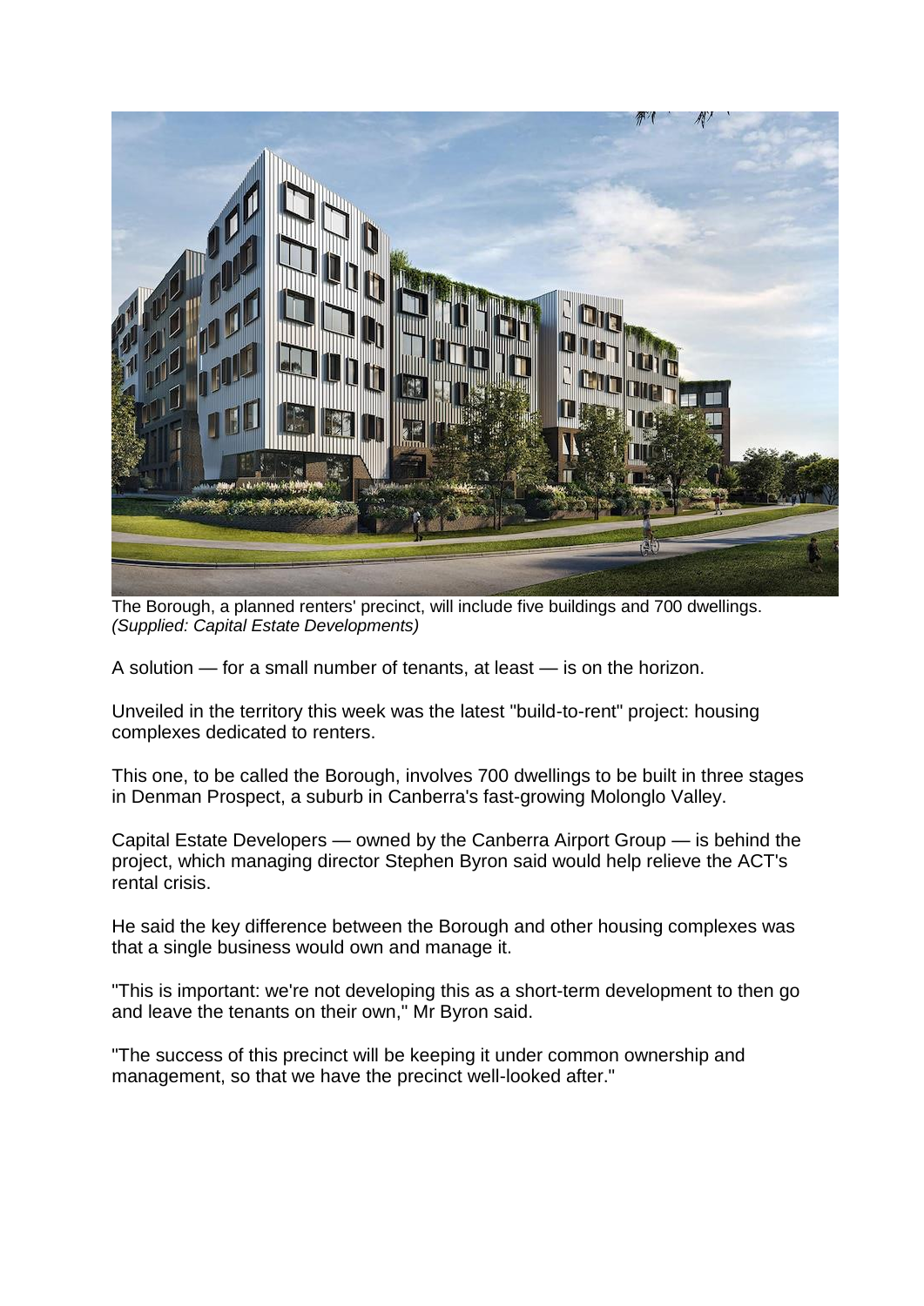The Borough, a planned renters' precinct, will include five buildings and 700 dwellings.
*(Supplied: Capital Estate Developments)*

A solution — for a small number of tenants, at least — is on the horizon.

Unveiled in the territory this week was the latest "build-to-rent" project: housing complexes dedicated to renters.

This one, to be called the Borough, involves 700 dwellings to be built in three stages in Denman Prospect, a suburb in Canberra's fast-growing Molonglo Valley.

Capital Estate Developers — owned by the Canberra Airport Group — is behind the project, which managing director Stephen Byron said would help relieve the ACT's rental crisis.

He said the key difference between the Borough and other housing complexes was that a single business would own and manage it.

"This is important: we're not developing this as a short-term development to then go and leave the tenants on their own," Mr Byron said.

"The success of this precinct will be keeping it under common ownership and management, so that we have the precinct well-looked after."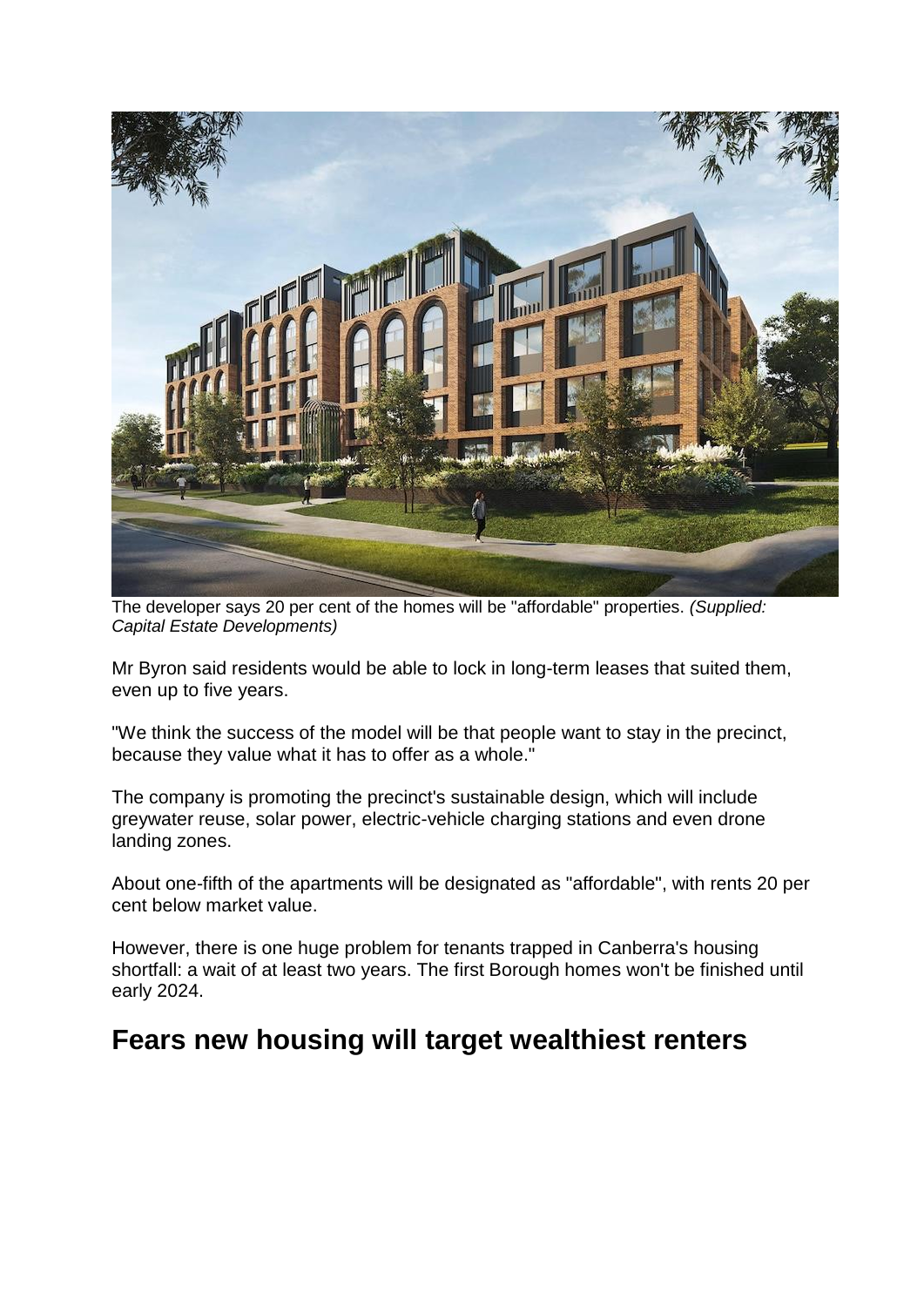The developer says 20 per cent of the homes will be "affordable" properties. *(Supplied: Capital Estate Developments)*

Mr Byron said residents would be able to lock in long-term leases that suited them, even up to five years.

"We think the success of the model will be that people want to stay in the precinct, because they value what it has to offer as a whole."

The company is promoting the precinct's sustainable design, which will include greywater reuse, solar power, electric-vehicle charging stations and even drone landing zones.

About one-fifth of the apartments will be designated as "affordable", with rents 20 per cent below market value.

However, there is one huge problem for tenants trapped in Canberra's housing shortfall: a wait of at least two years. The first Borough homes won't be finished until early 2024.

## Fears new housing will target wealthiest renters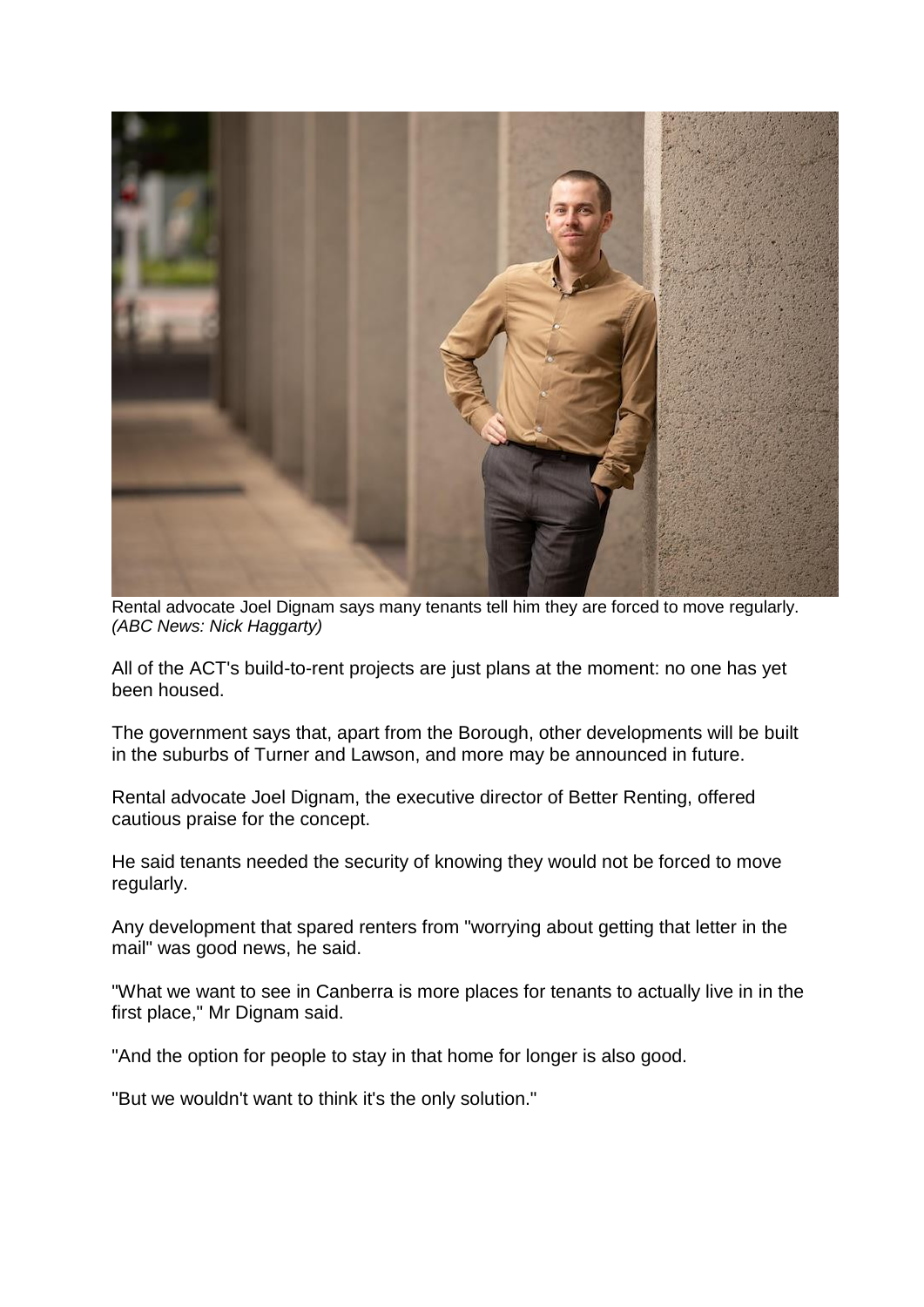Rental advocate Joel Dignam says many tenants tell him they are forced to move regularly. *(ABC News: Nick Haggarty)*

All of the ACT's build-to-rent projects are just plans at the moment: no one has yet been housed.

The government says that, apart from the Borough, other developments will be built in the suburbs of Turner and Lawson, and more may be announced in future.

Rental advocate Joel Dignam, the executive director of Better Renting, offered cautious praise for the concept.

He said tenants needed the security of knowing they would not be forced to move regularly.

Any development that spared renters from "worrying about getting that letter in the mail" was good news, he said.

"What we want to see in Canberra is more places for tenants to actually live in in the first place," Mr Dignam said.

"And the option for people to stay in that home for longer is also good.

"But we wouldn't want to think it's the only solution."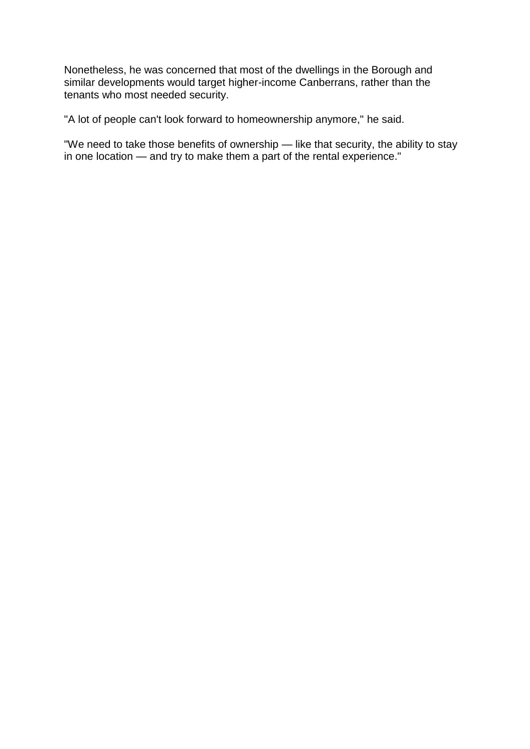Nonetheless, he was concerned that most of the dwellings in the Borough and similar developments would target higher-income Canberrans, rather than the tenants who most needed security.

"A lot of people can't look forward to homeownership anymore," he said.

"We need to take those benefits of ownership — like that security, the ability to stay in one location — and try to make them a part of the rental experience."